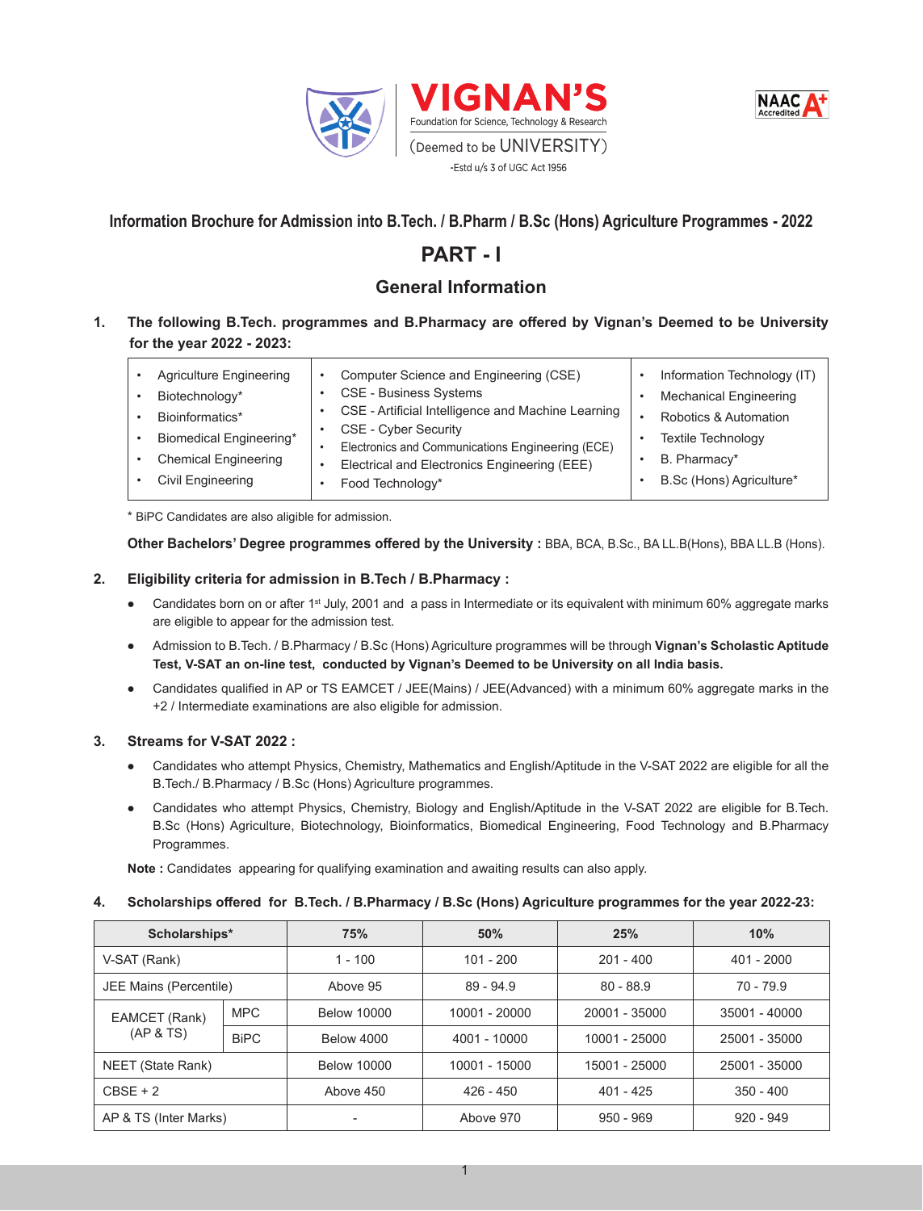VIGNAN'S

Foundation for Science, Technology & Research

(Deemed to be UNIVERSITY)

-Estd u/s 3 of UGC Act 1956

NAAC A+ Accredited

## Information Brochure for Admission into B.Tech. / B.Pharm / B.Sc (Hons) Agriculture Programmes - 2022

# PART - I

## General Information

**1. The following B.Tech. programmes and B.Pharmacy are offered by Vignan's Deemed to be University for the year 2022 - 2023:**

- Agriculture Engineering
- Biotechnology*
- Bioinformatics*
- Biomedical Engineering*
- Chemical Engineering
- Civil Engineering
- Computer Science and Engineering (CSE)
- CSE - Business Systems
- CSE - Artificial Intelligence and Machine Learning
- CSE - Cyber Security
- Electronics and Communications Engineering (ECE)
- Electrical and Electronics Engineering (EEE)
- Food Technology*
- Information Technology (IT)
- Mechanical Engineering
- Robotics & Automation
- Textile Technology
- B. Pharmacy*
- B.Sc (Hons) Agriculture*

\* BiPC Candidates are also aligible for admission.

**Other Bachelors' Degree programmes offered by the University :** BBA, BCA, B.Sc., BA LL.B(Hons), BBA LL.B (Hons).

**2. Eligibility criteria for admission in B.Tech / B.Pharmacy :**

- Candidates born on or after 1st July, 2001 and a pass in Intermediate or its equivalent with minimum 60% aggregate marks are eligible to appear for the admission test.
- Admission to B.Tech. / B.Pharmacy / B.Sc (Hons) Agriculture programmes will be through **Vignan's Scholastic Aptitude Test, V-SAT an on-line test, conducted by Vignan's Deemed to be University on all India basis.**
- Candidates qualified in AP or TS EAMCET / JEE(Mains) / JEE(Advanced) with a minimum 60% aggregate marks in the +2 / Intermediate examinations are also eligible for admission.

**3. Streams for V-SAT 2022 :**

- Candidates who attempt Physics, Chemistry, Mathematics and English/Aptitude in the V-SAT 2022 are eligible for all the B.Tech./ B.Pharmacy / B.Sc (Hons) Agriculture programmes.
- Candidates who attempt Physics, Chemistry, Biology and English/Aptitude in the V-SAT 2022 are eligible for B.Tech. B.Sc (Hons) Agriculture, Biotechnology, Bioinformatics, Biomedical Engineering, Food Technology and B.Pharmacy Programmes.

**Note :** Candidates appearing for qualifying examination and awaiting results can also apply.

**4. Scholarships offered for B.Tech. / B.Pharmacy / B.Sc (Hons) Agriculture programmes for the year 2022-23:**

| Scholarships* | | 75% | 50% | 25% | 10% |
|---|---|---|---|---|---|
| V-SAT (Rank) | | 1 - 100 | 101 - 200 | 201 - 400 | 401 - 2000 |
| JEE Mains (Percentile) | | Above 95 | 89 - 94.9 | 80 - 88.9 | 70 - 79.9 |
| EAMCET (Rank) (AP & TS) | MPC | Below 10000 | 10001 - 20000 | 20001 - 35000 | 35001 - 40000 |
| | BiPC | Below 4000 | 4001 - 10000 | 10001 - 25000 | 25001 - 35000 |
| NEET (State Rank) | | Below 10000 | 10001 - 15000 | 15001 - 25000 | 25001 - 35000 |
| CBSE + 2 | | Above 450 | 426 - 450 | 401 - 425 | 350 - 400 |
| AP & TS (Inter Marks) | | - | Above 970 | 950 - 969 | 920 - 949 |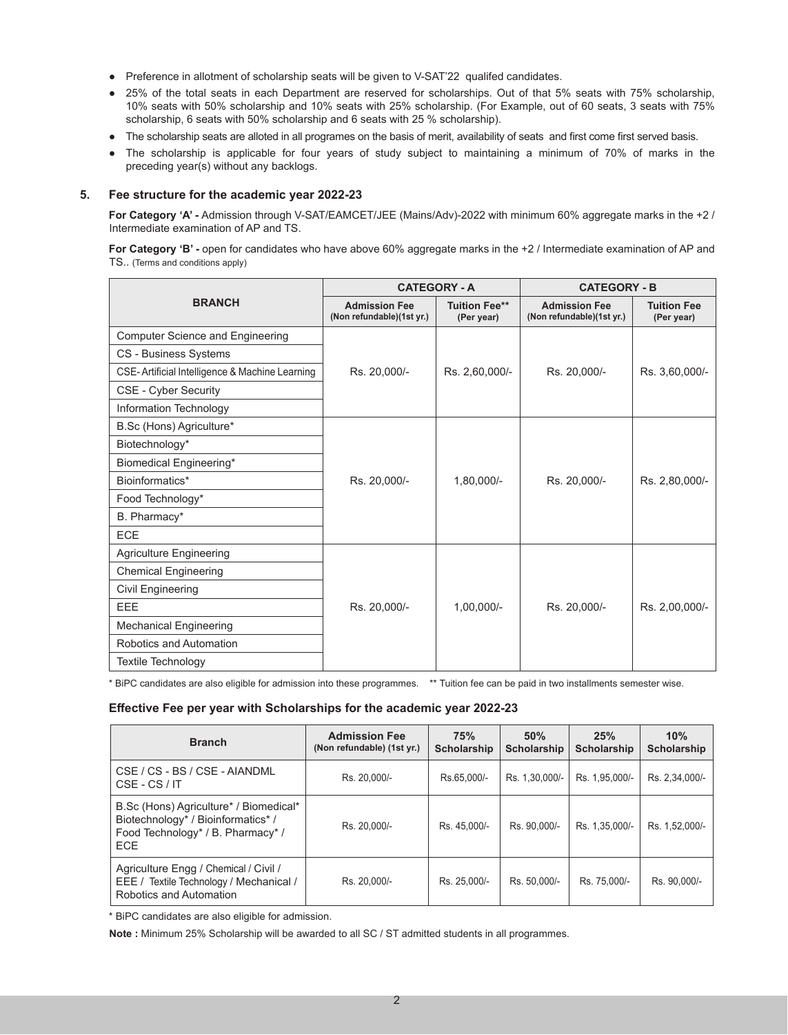- Preference in allotment of scholarship seats will be given to V-SAT'22 qualifed candidates.
- 25% of the total seats in each Department are reserved for scholarships. Out of that 5% seats with 75% scholarship, 10% seats with 50% scholarship and 10% seats with 25% scholarship. (For Example, out of 60 seats, 3 seats with 75% scholarship, 6 seats with 50% scholarship and 6 seats with 25 % scholarship).
- The scholarship seats are alloted in all programes on the basis of merit, availability of seats and first come first served basis.
- The scholarship is applicable for four years of study subject to maintaining a minimum of 70% of marks in the preceding year(s) without any backlogs.

## 5. Fee structure for the academic year 2022-23

**For Category 'A' -** Admission through V-SAT/EAMCET/JEE (Mains/Adv)-2022 with minimum 60% aggregate marks in the +2 / Intermediate examination of AP and TS.

**For Category 'B' -** open for candidates who have above 60% aggregate marks in the +2 / Intermediate examination of AP and TS.. (Terms and conditions apply)

| BRANCH | CATEGORY - A | | CATEGORY - B | |
|---|---|---|---|---|
| | Admission Fee (Non refundable)(1st yr.) | Tuition Fee** (Per year) | Admission Fee (Non refundable)(1st yr.) | Tuition Fee (Per year) |
| Computer Science and Engineering | Rs. 20,000/- | Rs. 2,60,000/- | Rs. 20,000/- | Rs. 3,60,000/- |
| CS - Business Systems | | | | |
| CSE- Artificial Intelligence & Machine Learning | | | | |
| CSE - Cyber Security | | | | |
| Information Technology | | | | |
| B.Sc (Hons) Agriculture* | Rs. 20,000/- | 1,80,000/- | Rs. 20,000/- | Rs. 2,80,000/- |
| Biotechnology* | | | | |
| Biomedical Engineering* | | | | |
| Bioinformatics* | | | | |
| Food Technology* | | | | |
| B. Pharmacy* | | | | |
| ECE | | | | |
| Agriculture Engineering | Rs. 20,000/- | 1,00,000/- | Rs. 20,000/- | Rs. 2,00,000/- |
| Chemical Engineering | | | | |
| Civil Engineering | | | | |
| EEE | | | | |
| Mechanical Engineering | | | | |
| Robotics and Automation | | | | |
| Textile Technology | | | | |

\* BiPC candidates are also eligible for admission into these programmes. ** Tuition fee can be paid in two installments semester wise.

### Effective Fee per year with Scholarships for the academic year 2022-23

| Branch | Admission Fee (Non refundable) (1st yr.) | 75% Scholarship | 50% Scholarship | 25% Scholarship | 10% Scholarship |
|---|---|---|---|---|---|
| CSE / CS - BS / CSE - AIANDML CSE - CS / IT | Rs. 20,000/- | Rs.65,000/- | Rs. 1,30,000/- | Rs. 1,95,000/- | Rs. 2,34,000/- |
| B.Sc (Hons) Agriculture* / Biomedical* Biotechnology* / Bioinformatics* / Food Technology* / B. Pharmacy* / ECE | Rs. 20,000/- | Rs. 45,000/- | Rs. 90,000/- | Rs. 1,35,000/- | Rs. 1,52,000/- |
| Agriculture Engg / Chemical / Civil / EEE / Textile Technology / Mechanical / Robotics and Automation | Rs. 20,000/- | Rs. 25,000/- | Rs. 50,000/- | Rs. 75,000/- | Rs. 90,000/- |

\* BiPC candidates are also eligible for admission.

**Note :** Minimum 25% Scholarship will be awarded to all SC / ST admitted students in all programmes.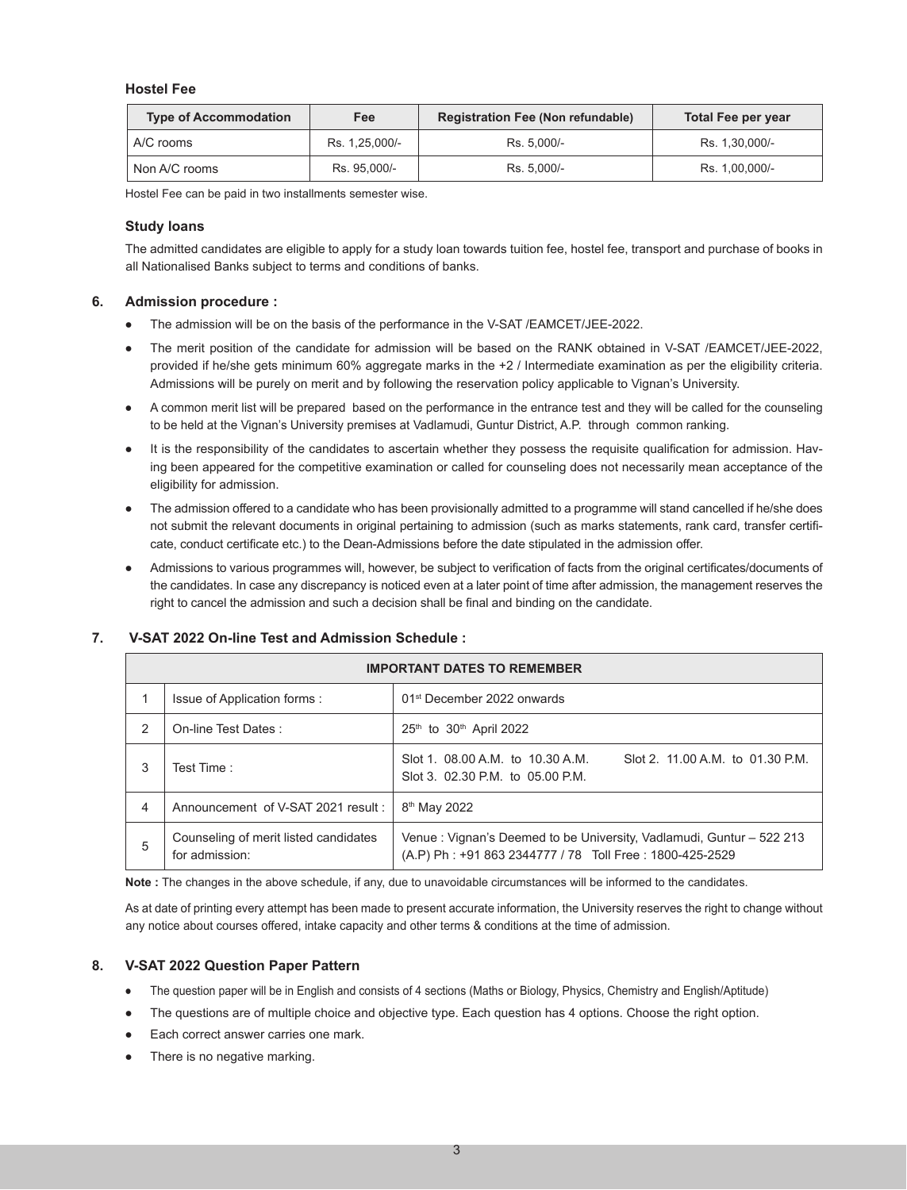### Hostel Fee

| Type of Accommodation | Fee | Registration Fee (Non refundable) | Total Fee per year |
|---|---|---|---|
| A/C rooms | Rs. 1,25,000/- | Rs. 5,000/- | Rs. 1,30,000/- |
| Non A/C rooms | Rs. 95,000/- | Rs. 5,000/- | Rs. 1,00,000/- |

Hostel Fee can be paid in two installments semester wise.

### Study loans

The admitted candidates are eligible to apply for a study loan towards tuition fee, hostel fee, transport and purchase of books in all Nationalised Banks subject to terms and conditions of banks.

## 6. Admission procedure :

- The admission will be on the basis of the performance in the V-SAT /EAMCET/JEE-2022.
- The merit position of the candidate for admission will be based on the RANK obtained in V-SAT /EAMCET/JEE-2022, provided if he/she gets minimum 60% aggregate marks in the +2 / Intermediate examination as per the eligibility criteria. Admissions will be purely on merit and by following the reservation policy applicable to Vignan's University.
- A common merit list will be prepared based on the performance in the entrance test and they will be called for the counseling to be held at the Vignan's University premises at Vadlamudi, Guntur District, A.P. through common ranking.
- It is the responsibility of the candidates to ascertain whether they possess the requisite qualification for admission. Having been appeared for the competitive examination or called for counseling does not necessarily mean acceptance of the eligibility for admission.
- The admission offered to a candidate who has been provisionally admitted to a programme will stand cancelled if he/she does not submit the relevant documents in original pertaining to admission (such as marks statements, rank card, transfer certificate, conduct certificate etc.) to the Dean-Admissions before the date stipulated in the admission offer.
- Admissions to various programmes will, however, be subject to verification of facts from the original certificates/documents of the candidates. In case any discrepancy is noticed even at a later point of time after admission, the management reserves the right to cancel the admission and such a decision shall be final and binding on the candidate.

## 7. V-SAT 2022 On-line Test and Admission Schedule :

| IMPORTANT DATES TO REMEMBER | | |
|---|---|---|
| 1 | Issue of Application forms : | 01st December 2022 onwards |
| 2 | On-line Test Dates : | 25th to 30th April 2022 |
| 3 | Test Time : | Slot 1. 08.00 A.M. to 10.30 A.M. Slot 2. 11.00 A.M. to 01.30 P.M. Slot 3. 02.30 P.M. to 05.00 P.M. |
| 4 | Announcement of V-SAT 2021 result : | 8th May 2022 |
| 5 | Counseling of merit listed candidates for admission: | Venue : Vignan's Deemed to be University, Vadlamudi, Guntur – 522 213 (A.P) Ph : +91 863 2344777 / 78 Toll Free : 1800-425-2529 |

**Note :** The changes in the above schedule, if any, due to unavoidable circumstances will be informed to the candidates.

As at date of printing every attempt has been made to present accurate information, the University reserves the right to change without any notice about courses offered, intake capacity and other terms & conditions at the time of admission.

## 8. V-SAT 2022 Question Paper Pattern

- The question paper will be in English and consists of 4 sections (Maths or Biology, Physics, Chemistry and English/Aptitude)
- The questions are of multiple choice and objective type. Each question has 4 options. Choose the right option.
- Each correct answer carries one mark.
- There is no negative marking.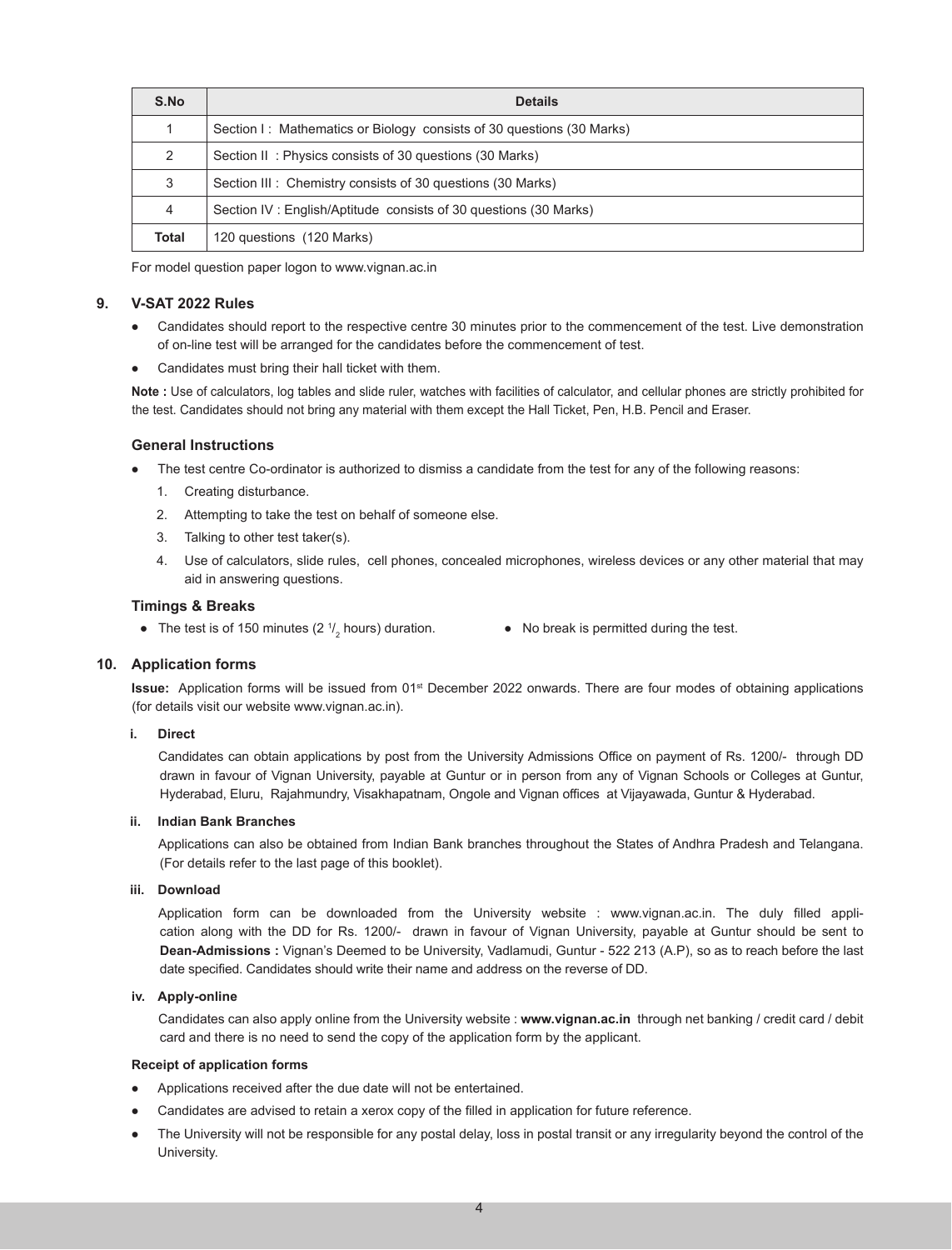| S.No | Details |
|---|---|
| 1 | Section I : Mathematics or Biology consists of 30 questions (30 Marks) |
| 2 | Section II : Physics consists of 30 questions (30 Marks) |
| 3 | Section III : Chemistry consists of 30 questions (30 Marks) |
| 4 | Section IV : English/Aptitude consists of 30 questions (30 Marks) |
| **Total** | 120 questions (120 Marks) |

For model question paper logon to www.vignan.ac.in

## 9. V-SAT 2022 Rules

- Candidates should report to the respective centre 30 minutes prior to the commencement of the test. Live demonstration of on-line test will be arranged for the candidates before the commencement of test.
- Candidates must bring their hall ticket with them.

**Note :** Use of calculators, log tables and slide ruler, watches with facilities of calculator, and cellular phones are strictly prohibited for the test. Candidates should not bring any material with them except the Hall Ticket, Pen, H.B. Pencil and Eraser.

### General Instructions

- The test centre Co-ordinator is authorized to dismiss a candidate from the test for any of the following reasons:
  1. Creating disturbance.
  2. Attempting to take the test on behalf of someone else.
  3. Talking to other test taker(s).
  4. Use of calculators, slide rules, cell phones, concealed microphones, wireless devices or any other material that may aid in answering questions.

### Timings & Breaks

- The test is of 150 minutes ($2\frac{1}{2}$ hours) duration.
- No break is permitted during the test.

## 10. Application forms

**Issue:** Application forms will be issued from 01st December 2022 onwards. There are four modes of obtaining applications (for details visit our website www.vignan.ac.in).

**i. Direct**

Candidates can obtain applications by post from the University Admissions Office on payment of Rs. 1200/- through DD drawn in favour of Vignan University, payable at Guntur or in person from any of Vignan Schools or Colleges at Guntur, Hyderabad, Eluru, Rajahmundry, Visakhapatnam, Ongole and Vignan offices at Vijayawada, Guntur & Hyderabad.

**ii. Indian Bank Branches**

Applications can also be obtained from Indian Bank branches throughout the States of Andhra Pradesh and Telangana. (For details refer to the last page of this booklet).

**iii. Download**

Application form can be downloaded from the University website : www.vignan.ac.in. The duly filled application along with the DD for Rs. 1200/- drawn in favour of Vignan University, payable at Guntur should be sent to **Dean-Admissions :** Vignan's Deemed to be University, Vadlamudi, Guntur - 522 213 (A.P), so as to reach before the last date specified. Candidates should write their name and address on the reverse of DD.

**iv. Apply-online**

Candidates can also apply online from the University website : **www.vignan.ac.in** through net banking / credit card / debit card and there is no need to send the copy of the application form by the applicant.

**Receipt of application forms**

- Applications received after the due date will not be entertained.
- Candidates are advised to retain a xerox copy of the filled in application for future reference.
- The University will not be responsible for any postal delay, loss in postal transit or any irregularity beyond the control of the University.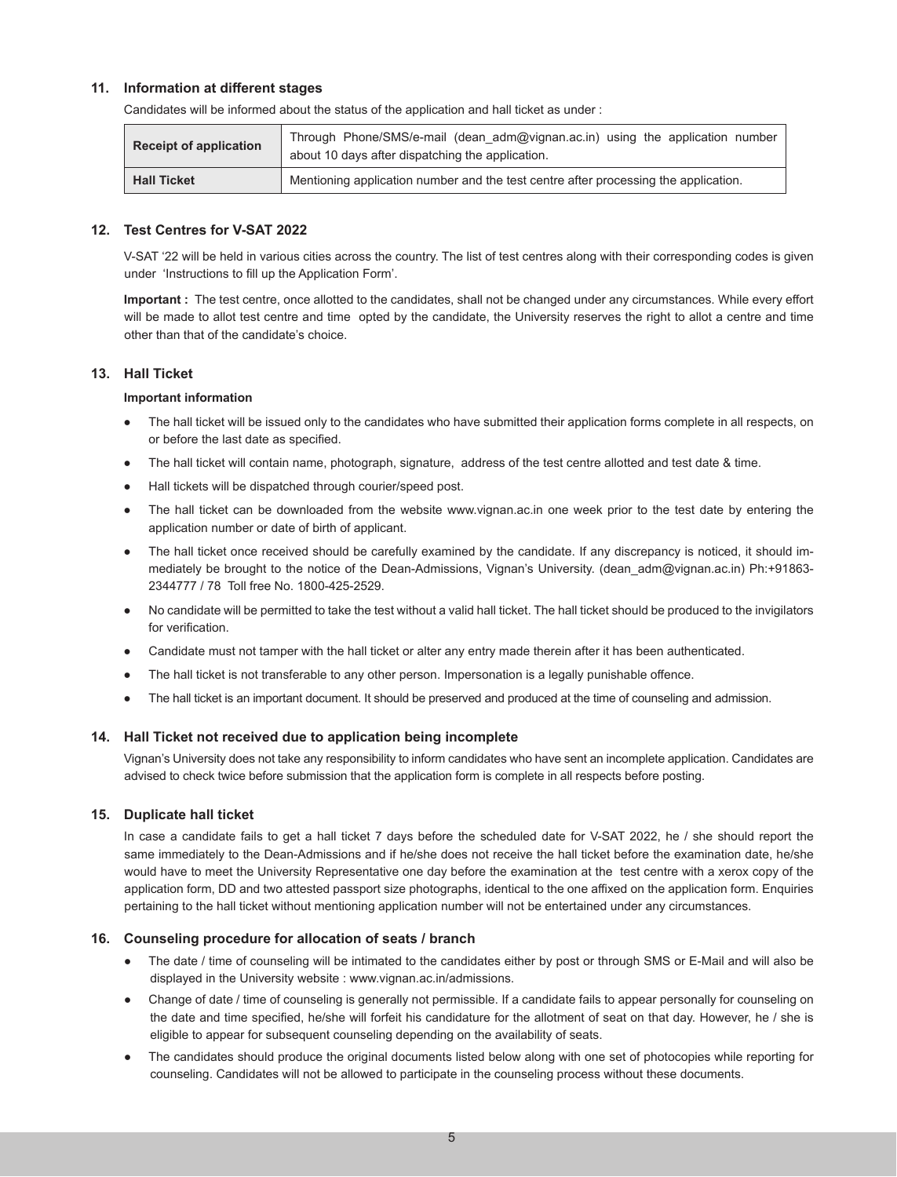## 11. Information at different stages

Candidates will be informed about the status of the application and hall ticket as under :

| **Receipt of application** | Through Phone/SMS/e-mail (dean_adm@vignan.ac.in) using the application number about 10 days after dispatching the application. |
|---|---|
| **Hall Ticket** | Mentioning application number and the test centre after processing the application. |

## 12. Test Centres for V-SAT 2022

V-SAT '22 will be held in various cities across the country. The list of test centres along with their corresponding codes is given under 'Instructions to fill up the Application Form'.

**Important :** The test centre, once allotted to the candidates, shall not be changed under any circumstances. While every effort will be made to allot test centre and time opted by the candidate, the University reserves the right to allot a centre and time other than that of the candidate's choice.

## 13. Hall Ticket

**Important information**

- The hall ticket will be issued only to the candidates who have submitted their application forms complete in all respects, on or before the last date as specified.
- The hall ticket will contain name, photograph, signature, address of the test centre allotted and test date & time.
- Hall tickets will be dispatched through courier/speed post.
- The hall ticket can be downloaded from the website www.vignan.ac.in one week prior to the test date by entering the application number or date of birth of applicant.
- The hall ticket once received should be carefully examined by the candidate. If any discrepancy is noticed, it should immediately be brought to the notice of the Dean-Admissions, Vignan's University. (dean_adm@vignan.ac.in) Ph:+91863-2344777 / 78 Toll free No. 1800-425-2529.
- No candidate will be permitted to take the test without a valid hall ticket. The hall ticket should be produced to the invigilators for verification.
- Candidate must not tamper with the hall ticket or alter any entry made therein after it has been authenticated.
- The hall ticket is not transferable to any other person. Impersonation is a legally punishable offence.
- The hall ticket is an important document. It should be preserved and produced at the time of counseling and admission.

## 14. Hall Ticket not received due to application being incomplete

Vignan's University does not take any responsibility to inform candidates who have sent an incomplete application. Candidates are advised to check twice before submission that the application form is complete in all respects before posting.

## 15. Duplicate hall ticket

In case a candidate fails to get a hall ticket 7 days before the scheduled date for V-SAT 2022, he / she should report the same immediately to the Dean-Admissions and if he/she does not receive the hall ticket before the examination date, he/she would have to meet the University Representative one day before the examination at the test centre with a xerox copy of the application form, DD and two attested passport size photographs, identical to the one affixed on the application form. Enquiries pertaining to the hall ticket without mentioning application number will not be entertained under any circumstances.

## 16. Counseling procedure for allocation of seats / branch

- The date / time of counseling will be intimated to the candidates either by post or through SMS or E-Mail and will also be displayed in the University website : www.vignan.ac.in/admissions.
- Change of date / time of counseling is generally not permissible. If a candidate fails to appear personally for counseling on the date and time specified, he/she will forfeit his candidature for the allotment of seat on that day. However, he / she is eligible to appear for subsequent counseling depending on the availability of seats.
- The candidates should produce the original documents listed below along with one set of photocopies while reporting for counseling. Candidates will not be allowed to participate in the counseling process without these documents.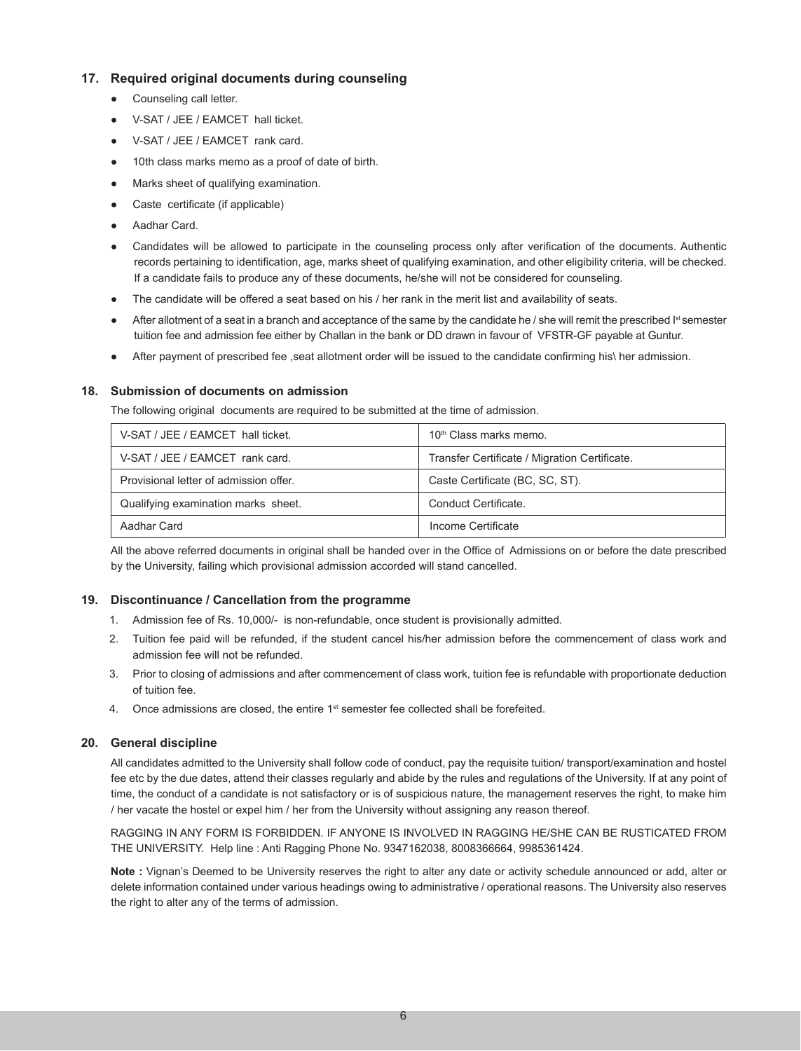## 17. Required original documents during counseling

- Counseling call letter.
- V-SAT / JEE / EAMCET hall ticket.
- V-SAT / JEE / EAMCET rank card.
- 10th class marks memo as a proof of date of birth.
- Marks sheet of qualifying examination.
- Caste certificate (if applicable)
- Aadhar Card.
- Candidates will be allowed to participate in the counseling process only after verification of the documents. Authentic records pertaining to identification, age, marks sheet of qualifying examination, and other eligibility criteria, will be checked. If a candidate fails to produce any of these documents, he/she will not be considered for counseling.
- The candidate will be offered a seat based on his / her rank in the merit list and availability of seats.
- After allotment of a seat in a branch and acceptance of the same by the candidate he / she will remit the prescribed I[st] semester tuition fee and admission fee either by Challan in the bank or DD drawn in favour of VFSTR-GF payable at Guntur.
- After payment of prescribed fee ,seat allotment order will be issued to the candidate confirming his\ her admission.

## 18. Submission of documents on admission

The following original documents are required to be submitted at the time of admission.

| | |
|---|---|
| V-SAT / JEE / EAMCET hall ticket. | 10[th] Class marks memo. |
| V-SAT / JEE / EAMCET rank card. | Transfer Certificate / Migration Certificate. |
| Provisional letter of admission offer. | Caste Certificate (BC, SC, ST). |
| Qualifying examination marks sheet. | Conduct Certificate. |
| Aadhar Card | Income Certificate |

All the above referred documents in original shall be handed over in the Office of Admissions on or before the date prescribed by the University, failing which provisional admission accorded will stand cancelled.

## 19. Discontinuance / Cancellation from the programme

1. Admission fee of Rs. 10,000/- is non-refundable, once student is provisionally admitted.
2. Tuition fee paid will be refunded, if the student cancel his/her admission before the commencement of class work and admission fee will not be refunded.
3. Prior to closing of admissions and after commencement of class work, tuition fee is refundable with proportionate deduction of tuition fee.
4. Once admissions are closed, the entire 1[st] semester fee collected shall be forefeited.

## 20. General discipline

All candidates admitted to the University shall follow code of conduct, pay the requisite tuition/ transport/examination and hostel fee etc by the due dates, attend their classes regularly and abide by the rules and regulations of the University. If at any point of time, the conduct of a candidate is not satisfactory or is of suspicious nature, the management reserves the right, to make him / her vacate the hostel or expel him / her from the University without assigning any reason thereof.

RAGGING IN ANY FORM IS FORBIDDEN. IF ANYONE IS INVOLVED IN RAGGING HE/SHE CAN BE RUSTICATED FROM THE UNIVERSITY. Help line : Anti Ragging Phone No. 9347162038, 8008366664, 9985361424.

**Note :** Vignan's Deemed to be University reserves the right to alter any date or activity schedule announced or add, alter or delete information contained under various headings owing to administrative / operational reasons. The University also reserves the right to alter any of the terms of admission.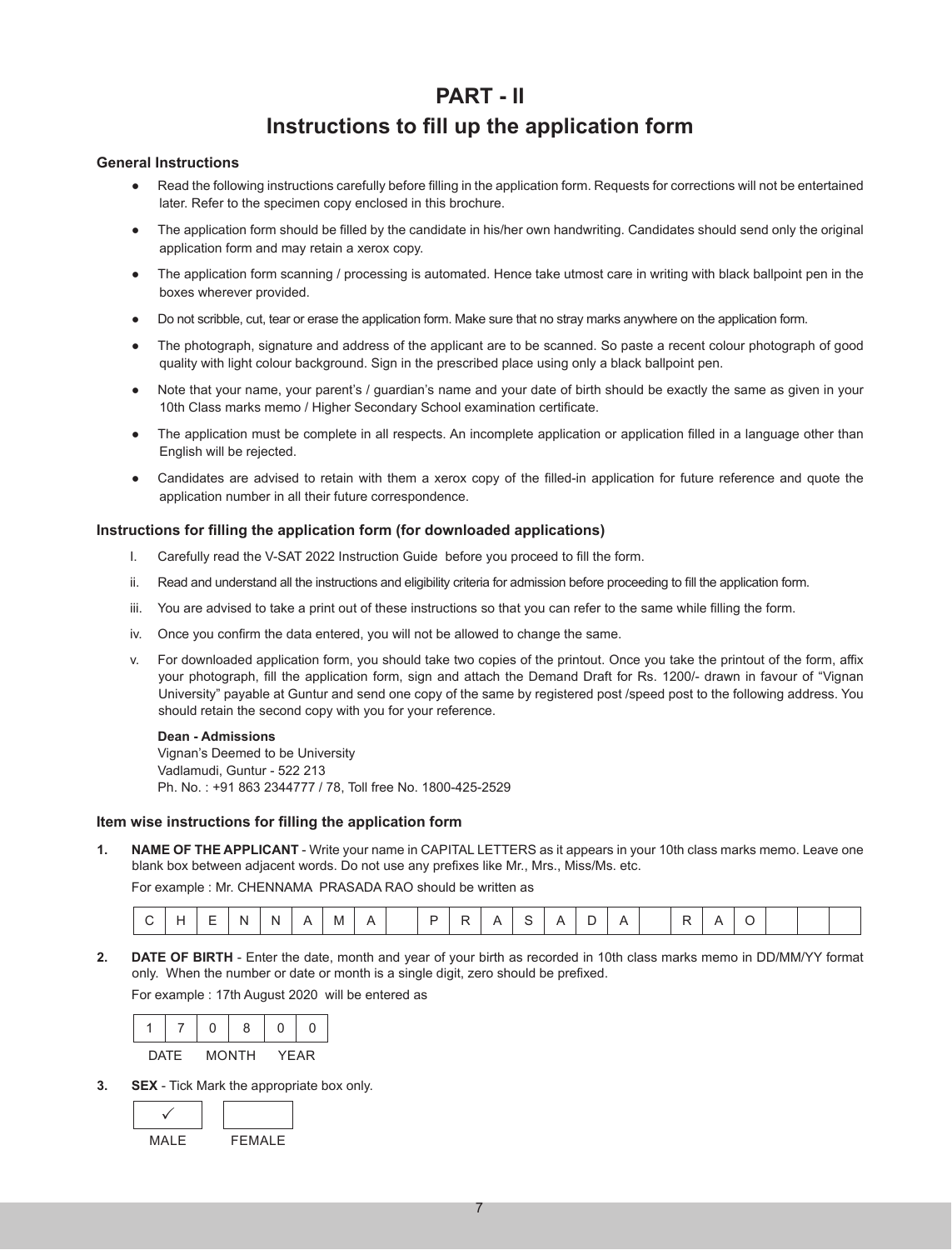# PART - II

# Instructions to fill up the application form

### General Instructions

- Read the following instructions carefully before filling in the application form. Requests for corrections will not be entertained later. Refer to the specimen copy enclosed in this brochure.
- The application form should be filled by the candidate in his/her own handwriting. Candidates should send only the original application form and may retain a xerox copy.
- The application form scanning / processing is automated. Hence take utmost care in writing with black ballpoint pen in the boxes wherever provided.
- Do not scribble, cut, tear or erase the application form. Make sure that no stray marks anywhere on the application form.
- The photograph, signature and address of the applicant are to be scanned. So paste a recent colour photograph of good quality with light colour background. Sign in the prescribed place using only a black ballpoint pen.
- Note that your name, your parent's / guardian's name and your date of birth should be exactly the same as given in your 10th Class marks memo / Higher Secondary School examination certificate.
- The application must be complete in all respects. An incomplete application or application filled in a language other than English will be rejected.
- Candidates are advised to retain with them a xerox copy of the filled-in application for future reference and quote the application number in all their future correspondence.

### Instructions for filling the application form (for downloaded applications)

I. Carefully read the V-SAT 2022 Instruction Guide before you proceed to fill the form.

ii. Read and understand all the instructions and eligibility criteria for admission before proceeding to fill the application form.

iii. You are advised to take a print out of these instructions so that you can refer to the same while filling the form.

iv. Once you confirm the data entered, you will not be allowed to change the same.

v. For downloaded application form, you should take two copies of the printout. Once you take the printout of the form, affix your photograph, fill the application form, sign and attach the Demand Draft for Rs. 1200/- drawn in favour of "Vignan University" payable at Guntur and send one copy of the same by registered post /speed post to the following address. You should retain the second copy with you for your reference.

**Dean - Admissions**
Vignan's Deemed to be University
Vadlamudi, Guntur - 522 213
Ph. No. : +91 863 2344777 / 78, Toll free No. 1800-425-2529

### Item wise instructions for filling the application form

**1. NAME OF THE APPLICANT** - Write your name in CAPITAL LETTERS as it appears in your 10th class marks memo. Leave one blank box between adjacent words. Do not use any prefixes like Mr., Mrs., Miss/Ms. etc.

For example : Mr. CHENNAMA PRASADA RAO should be written as

| C | H | E | N | N | A | M | A | | P | R | A | S | A | D | A | | R | A | O | | | |
|---|---|---|---|---|---|---|---|---|---|---|---|---|---|---|---|---|---|---|---|---|---|---|

**2. DATE OF BIRTH** - Enter the date, month and year of your birth as recorded in 10th class marks memo in DD/MM/YY format only. When the number or date or month is a single digit, zero should be prefixed.

For example : 17th August 2020 will be entered as

| 1 | 7 | 0 | 8 | 0 | 0 |
|---|---|---|---|---|---|
| DATE | | MONTH | | YEAR | |

**3. SEX** - Tick Mark the appropriate box only.

| ✓ | |
|---|---|
| MALE | FEMALE |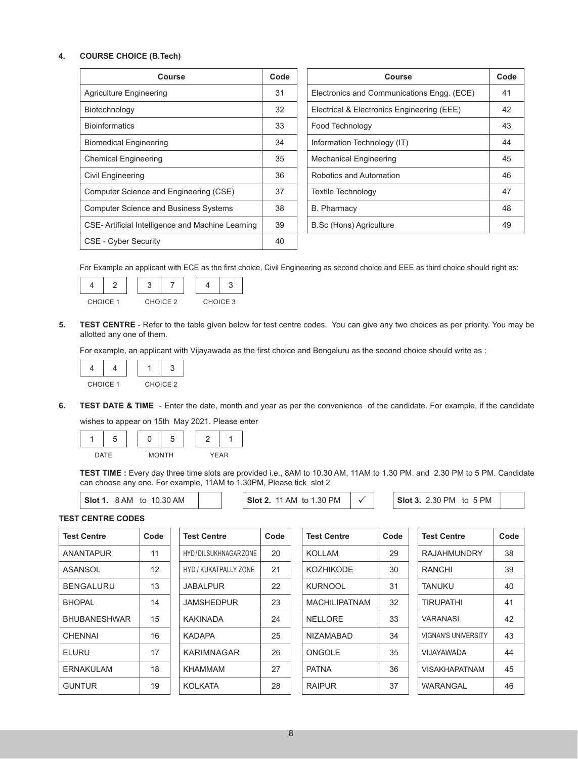**4. COURSE CHOICE (B.Tech)**

| Course | Code |
|---|---|
| Agriculture Engineering | 31 |
| Biotechnology | 32 |
| Bioinformatics | 33 |
| Biomedical Engineering | 34 |
| Chemical Engineering | 35 |
| Civil Engineering | 36 |
| Computer Science and Engineering (CSE) | 37 |
| Computer Science and Business Systems | 38 |
| CSE- Artificial Intelligence and Machine Learning | 39 |
| CSE - Cyber Security | 40 |

| Course | Code |
|---|---|
| Electronics and Communications Engg. (ECE) | 41 |
| Electrical & Electronics Engineering (EEE) | 42 |
| Food Technology | 43 |
| Information Technology (IT) | 44 |
| Mechanical Engineering | 45 |
| Robotics and Automation | 46 |
| Textile Technology | 47 |
| B. Pharmacy | 48 |
| B.Sc (Hons) Agriculture | 49 |

For Example an applicant with ECE as the first choice, Civil Engineering as second choice and EEE as third choice should right as:

| 4 | 2 | | 3 | 7 | | 4 | 3 |
|---|---|---|---|---|---|---|---|
| CHOICE 1 | | | CHOICE 2 | | | CHOICE 3 | |

**5. TEST CENTRE** - Refer to the table given below for test centre codes. You can give any two choices as per priority. You may be allotted any one of them.

For example, an applicant with Vijayawada as the first choice and Bengaluru as the second choice should write as :

| 4 | 4 | | 1 | 3 |
|---|---|---|---|---|
| CHOICE 1 | | | CHOICE 2 | |

**6. TEST DATE & TIME** - Enter the date, month and year as per the convenience of the candidate. For example, if the candidate wishes to appear on 15th May 2021. Please enter

| 1 | 5 | | 0 | 5 | | 2 | 1 |
|---|---|---|---|---|---|---|---|
| DATE | | | MONTH | | | YEAR | |

**TEST TIME :** Every day three time slots are provided i.e., 8AM to 10.30 AM, 11AM to 1.30 PM. and 2.30 PM to 5 PM. Candidate can choose any one. For example, 11AM to 1.30PM, Please tick slot 2

| **Slot 1.** 8 AM to 10.30 AM | | **Slot 2.** 11 AM to 1.30 PM | ✓ | **Slot 3.** 2.30 PM to 5 PM | |
|---|---|---|---|---|---|

**TEST CENTRE CODES**

| Test Centre | Code | Test Centre | Code | Test Centre | Code | Test Centre | Code |
|---|---|---|---|---|---|---|---|
| ANANTAPUR | 11 | HYD / DILSUKHNAGAR ZONE | 20 | KOLLAM | 29 | RAJAHMUNDRY | 38 |
| ASANSOL | 12 | HYD / KUKATPALLY ZONE | 21 | KOZHIKODE | 30 | RANCHI | 39 |
| BENGALURU | 13 | JABALPUR | 22 | KURNOOL | 31 | TANUKU | 40 |
| BHOPAL | 14 | JAMSHEDPUR | 23 | MACHILIPATNAM | 32 | TIRUPATHI | 41 |
| BHUBANESHWAR | 15 | KAKINADA | 24 | NELLORE | 33 | VARANASI | 42 |
| CHENNAI | 16 | KADAPA | 25 | NIZAMABAD | 34 | VIGNAN'S UNIVERSITY | 43 |
| ELURU | 17 | KARIMNAGAR | 26 | ONGOLE | 35 | VIJAYAWADA | 44 |
| ERNAKULAM | 18 | KHAMMAM | 27 | PATNA | 36 | VISAKHAPATNAM | 45 |
| GUNTUR | 19 | KOLKATA | 28 | RAIPUR | 37 | WARANGAL | 46 |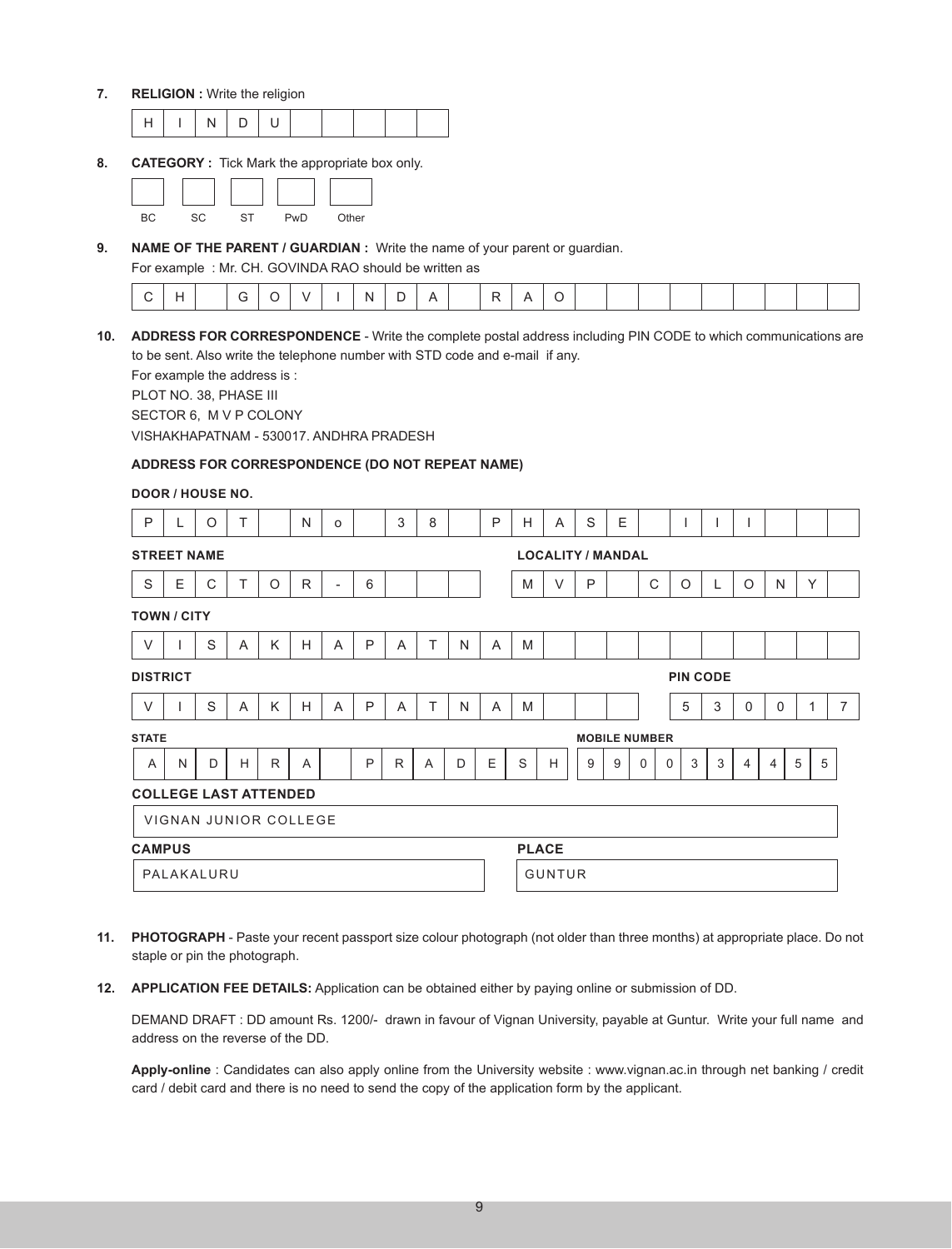**7. RELIGION :** Write the religion

| H | I | N | D | U | | | | | |
|---|---|---|---|---|---|---|---|---|---|

**8. CATEGORY :** Tick Mark the appropriate box only.

| BC | SC | ST | PwD | Other |
|---|---|---|---|---|
| | | | | |

**9. NAME OF THE PARENT / GUARDIAN :** Write the name of your parent or guardian.

For example : Mr. CH. GOVINDA RAO should be written as

| C | H | | G | O | V | I | N | D | A | | R | A | O | | | | | | | | | |
|---|---|---|---|---|---|---|---|---|---|---|---|---|---|---|---|---|---|---|---|---|---|---|

**10. ADDRESS FOR CORRESPONDENCE** - Write the complete postal address including PIN CODE to which communications are to be sent. Also write the telephone number with STD code and e-mail if any.

For example the address is :

PLOT NO. 38, PHASE III

SECTOR 6, M V P COLONY

VISHAKHAPATNAM - 530017. ANDHRA PRADESH

**ADDRESS FOR CORRESPONDENCE (DO NOT REPEAT NAME)**

**DOOR / HOUSE NO.**

| P | L | O | T | | N | o | | 3 | 8 | | P | H | A | S | E | | I | I | I | | | |
|---|---|---|---|---|---|---|---|---|---|---|---|---|---|---|---|---|---|---|---|---|---|---|

**STREET NAME** / **LOCALITY / MANDAL**

| S | E | C | T | O | R | - | 6 | | | | | M | V | P | | C | O | L | O | N | Y | |
|---|---|---|---|---|---|---|---|---|---|---|---|---|---|---|---|---|---|---|---|---|---|---|

**TOWN / CITY**

| V | I | S | A | K | H | A | P | A | T | N | A | M | | | | | | | | | | |
|---|---|---|---|---|---|---|---|---|---|---|---|---|---|---|---|---|---|---|---|---|---|---|

**DISTRICT** / **PIN CODE**

| V | I | S | A | K | H | A | P | A | T | N | A | M | | | | | 5 | 3 | 0 | 0 | 1 | 7 |
|---|---|---|---|---|---|---|---|---|---|---|---|---|---|---|---|---|---|---|---|---|---|---|

**STATE** / **MOBILE NUMBER**

| A | N | D | H | R | A | | P | R | A | D | E | S | H | 9 | 9 | 0 | 0 | 3 | 3 | 4 | 4 | 5 | 5 |
|---|---|---|---|---|---|---|---|---|---|---|---|---|---|---|---|---|---|---|---|---|---|---|---|

**COLLEGE LAST ATTENDED**

VIGNAN JUNIOR COLLEGE

**CAMPUS**

PALAKALURU

**PLACE**

GUNTUR

**11. PHOTOGRAPH** - Paste your recent passport size colour photograph (not older than three months) at appropriate place. Do not staple or pin the photograph.

**12. APPLICATION FEE DETAILS:** Application can be obtained either by paying online or submission of DD.

DEMAND DRAFT : DD amount Rs. 1200/- drawn in favour of Vignan University, payable at Guntur. Write your full name and address on the reverse of the DD.

**Apply-online** : Candidates can also apply online from the University website : www.vignan.ac.in through net banking / credit card / debit card and there is no need to send the copy of the application form by the applicant.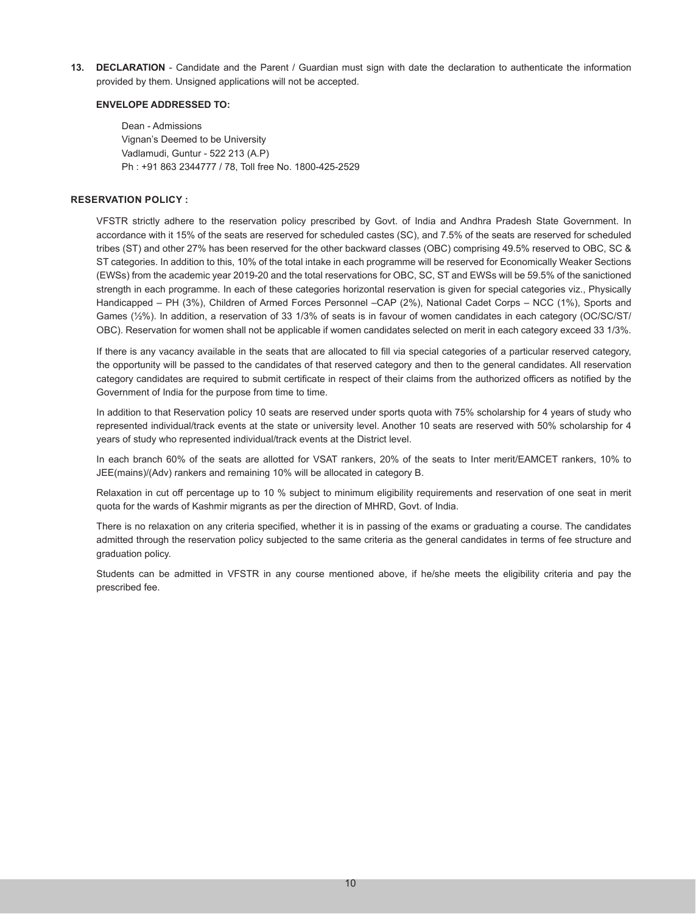**13. DECLARATION** - Candidate and the Parent / Guardian must sign with date the declaration to authenticate the information provided by them. Unsigned applications will not be accepted.

**ENVELOPE ADDRESSED TO:**

Dean - Admissions
Vignan's Deemed to be University
Vadlamudi, Guntur - 522 213 (A.P)
Ph : +91 863 2344777 / 78, Toll free No. 1800-425-2529

**RESERVATION POLICY :**

VFSTR strictly adhere to the reservation policy prescribed by Govt. of India and Andhra Pradesh State Government. In accordance with it 15% of the seats are reserved for scheduled castes (SC), and 7.5% of the seats are reserved for scheduled tribes (ST) and other 27% has been reserved for the other backward classes (OBC) comprising 49.5% reserved to OBC, SC & ST categories. In addition to this, 10% of the total intake in each programme will be reserved for Economically Weaker Sections (EWSs) from the academic year 2019-20 and the total reservations for OBC, SC, ST and EWSs will be 59.5% of the sanictioned strength in each programme. In each of these categories horizontal reservation is given for special categories viz., Physically Handicapped – PH (3%), Children of Armed Forces Personnel –CAP (2%), National Cadet Corps – NCC (1%), Sports and Games (½%). In addition, a reservation of 33 1/3% of seats is in favour of women candidates in each category (OC/SC/ST/OBC). Reservation for women shall not be applicable if women candidates selected on merit in each category exceed 33 1/3%.

If there is any vacancy available in the seats that are allocated to fill via special categories of a particular reserved category, the opportunity will be passed to the candidates of that reserved category and then to the general candidates. All reservation category candidates are required to submit certificate in respect of their claims from the authorized officers as notified by the Government of India for the purpose from time to time.

In addition to that Reservation policy 10 seats are reserved under sports quota with 75% scholarship for 4 years of study who represented individual/track events at the state or university level. Another 10 seats are reserved with 50% scholarship for 4 years of study who represented individual/track events at the District level.

In each branch 60% of the seats are allotted for VSAT rankers, 20% of the seats to Inter merit/EAMCET rankers, 10% to JEE(mains)/(Adv) rankers and remaining 10% will be allocated in category B.

Relaxation in cut off percentage up to 10 % subject to minimum eligibility requirements and reservation of one seat in merit quota for the wards of Kashmir migrants as per the direction of MHRD, Govt. of India.

There is no relaxation on any criteria specified, whether it is in passing of the exams or graduating a course. The candidates admitted through the reservation policy subjected to the same criteria as the general candidates in terms of fee structure and graduation policy.

Students can be admitted in VFSTR in any course mentioned above, if he/she meets the eligibility criteria and pay the prescribed fee.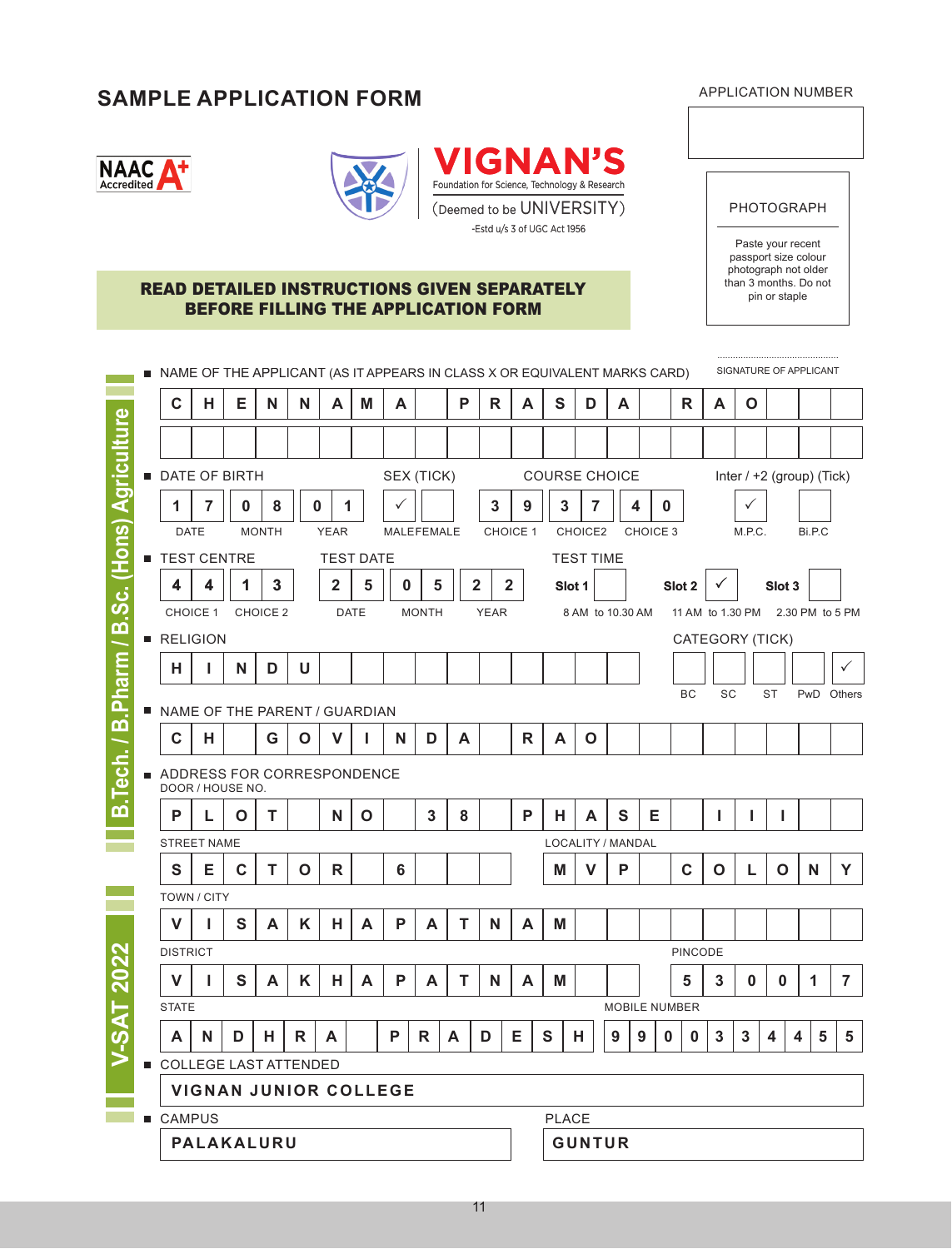# SAMPLE APPLICATION FORM

APPLICATION NUMBER

NAAC Accredited A+

**VIGNAN'S**
Foundation for Science, Technology & Research
(Deemed to be UNIVERSITY)
-Estd u/s 3 of UGC Act 1956

PHOTOGRAPH

Paste your recent passport size colour photograph not older than 3 months. Do not pin or staple

**READ DETAILED INSTRUCTIONS GIVEN SEPARATELY BEFORE FILLING THE APPLICATION FORM**

B.Tech. / B.Pharm / B.Sc. (Hons) Agriculture

V-SAT 2022

SIGNATURE OF APPLICANT

- NAME OF THE APPLICANT (AS IT APPEARS IN CLASS X OR EQUIVALENT MARKS CARD)

  CHENNAMA PRASDA RAO

- DATE OF BIRTH

| DATE | MONTH | YEAR |
|---|---|---|
| 17 | 08 | 01 |

- SEX (TICK): MALE ✓ FEMALE

- COURSE CHOICE

| CHOICE 1 | CHOICE2 | CHOICE 3 |
|---|---|---|
| 39 | 37 | 40 |

- Inter / +2 (group) (Tick): M.P.C. ✓ Bi.P.C

- TEST CENTRE

| CHOICE 1 | CHOICE 2 |
|---|---|
| 44 | 13 |

- TEST DATE

| DATE | MONTH | YEAR |
|---|---|---|
| 25 | 05 | 22 |

- TEST TIME

| Slot 1 | Slot 2 | Slot 3 |
|---|---|---|
| 8 AM to 10.30 AM | 11 AM to 1.30 PM | 2.30 PM to 5 PM |
| | ✓ | |

- RELIGION

  HINDU

- CATEGORY (TICK)

| BC | SC | ST | PwD | Others |
|---|---|---|---|---|
| | | | | ✓ |

- NAME OF THE PARENT / GUARDIAN

  CH GOVINDA RAO

- ADDRESS FOR CORRESPONDENCE

  DOOR / HOUSE NO.: PLOT NO 38 PHASE III

  STREET NAME: SECTOR 6

  LOCALITY / MANDAL: MVP COLONY

  TOWN / CITY: VISAKHAPATNAM

  DISTRICT: VISAKHAPATNAM

  PINCODE: 530017

  STATE: ANDHRA PRADESH

  MOBILE NUMBER: 9900334455

- COLLEGE LAST ATTENDED

  VIGNAN JUNIOR COLLEGE

- CAMPUS: PALAKALURU

  PLACE: GUNTUR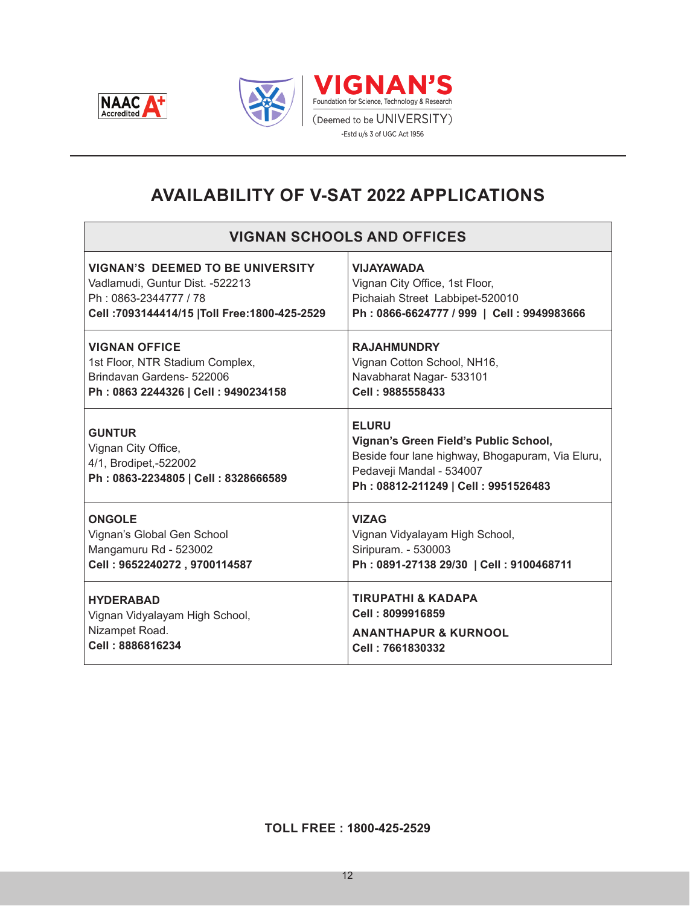NAAC A+ Accredited

VIGNAN'S
Foundation for Science, Technology & Research
(Deemed to be UNIVERSITY)
-Estd u/s 3 of UGC Act 1956

# AVAILABILITY OF V-SAT 2022 APPLICATIONS

| VIGNAN SCHOOLS AND OFFICES | |
|---|---|
| **VIGNAN'S DEEMED TO BE UNIVERSITY**<br>Vadlamudi, Guntur Dist. -522213<br>Ph : 0863-2344777 / 78<br>**Cell :7093144414/15 \|Toll Free:1800-425-2529** | **VIJAYAWADA**<br>Vignan City Office, 1st Floor,<br>Pichaiah Street Labbipet-520010<br>**Ph : 0866-6624777 / 999 \| Cell : 9949983666** |
| **VIGNAN OFFICE**<br>1st Floor, NTR Stadium Complex,<br>Brindavan Gardens- 522006<br>**Ph : 0863 2244326 \| Cell : 9490234158** | **RAJAHMUNDRY**<br>Vignan Cotton School, NH16,<br>Navabharat Nagar- 533101<br>**Cell : 9885558433** |
| **GUNTUR**<br>Vignan City Office,<br>4/1, Brodipet,-522002<br>**Ph : 0863-2234805 \| Cell : 8328666589** | **ELURU**<br>**Vignan's Green Field's Public School,**<br>Beside four lane highway, Bhogapuram, Via Eluru,<br>Pedaveji Mandal - 534007<br>**Ph : 08812-211249 \| Cell : 9951526483** |
| **ONGOLE**<br>Vignan's Global Gen School<br>Mangamuru Rd - 523002<br>**Cell : 9652240272 , 9700114587** | **VIZAG**<br>Vignan Vidyalayam High School,<br>Siripuram. - 530003<br>**Ph : 0891-27138 29/30 \| Cell : 9100468711** |
| **HYDERABAD**<br>Vignan Vidyalayam High School,<br>Nizampet Road.<br>**Cell : 8886816234** | **TIRUPATHI & KADAPA**<br>**Cell : 8099916859**<br>**ANANTHAPUR & KURNOOL**<br>**Cell : 7661830332** |

**TOLL FREE : 1800-425-2529**